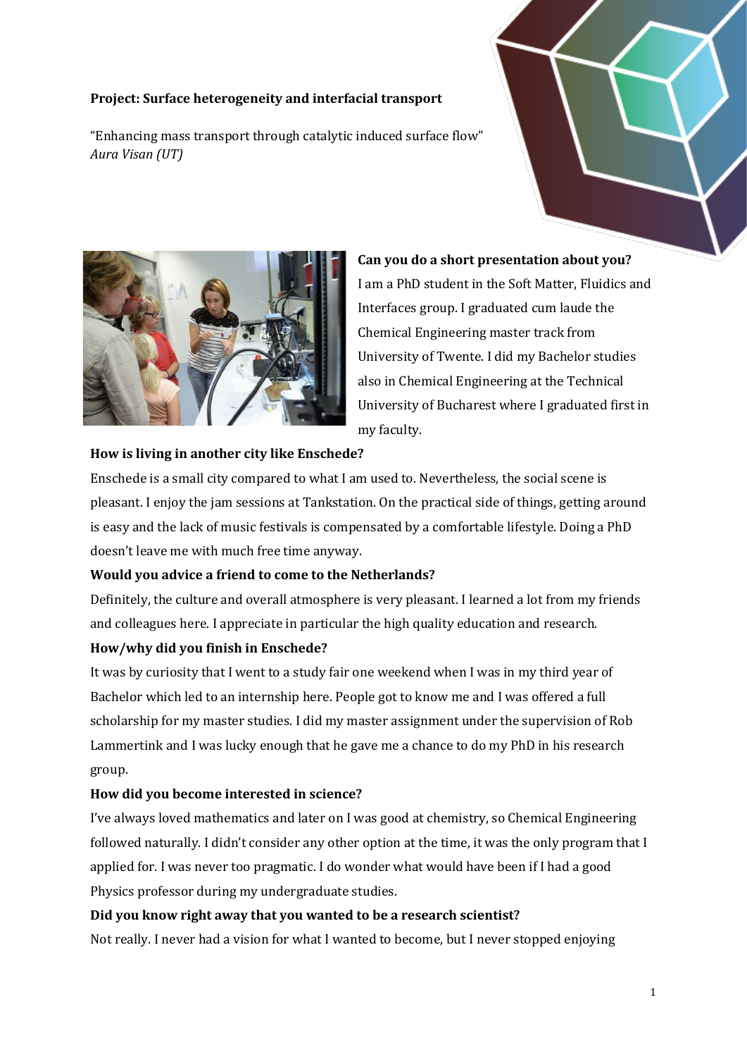**Project: Surface heterogeneity and interfacial transport**

"Enhancing mass transport through catalytic induced surface flow"
*Aura Visan (UT)*

**Can you do a short presentation about you?**

I am a PhD student in the Soft Matter, Fluidics and Interfaces group. I graduated cum laude the Chemical Engineering master track from University of Twente. I did my Bachelor studies also in Chemical Engineering at the Technical University of Bucharest where I graduated first in my faculty.

**How is living in another city like Enschede?**

Enschede is a small city compared to what I am used to. Nevertheless, the social scene is pleasant. I enjoy the jam sessions at Tankstation. On the practical side of things, getting around is easy and the lack of music festivals is compensated by a comfortable lifestyle. Doing a PhD doesn't leave me with much free time anyway.

**Would you advice a friend to come to the Netherlands?**

Definitely, the culture and overall atmosphere is very pleasant. I learned a lot from my friends and colleagues here. I appreciate in particular the high quality education and research.

**How/why did you finish in Enschede?**

It was by curiosity that I went to a study fair one weekend when I was in my third year of Bachelor which led to an internship here. People got to know me and I was offered a full scholarship for my master studies. I did my master assignment under the supervision of Rob Lammertink and I was lucky enough that he gave me a chance to do my PhD in his research group.

**How did you become interested in science?**

I've always loved mathematics and later on I was good at chemistry, so Chemical Engineering followed naturally. I didn't consider any other option at the time, it was the only program that I applied for. I was never too pragmatic. I do wonder what would have been if I had a good Physics professor during my undergraduate studies.

**Did you know right away that you wanted to be a research scientist?**

Not really. I never had a vision for what I wanted to become, but I never stopped enjoying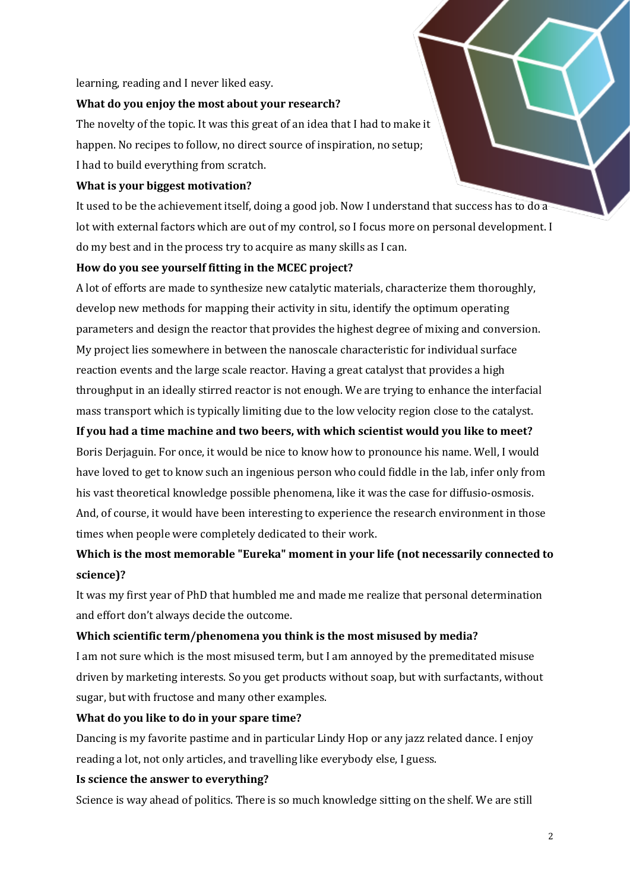learning, reading and I never liked easy.

**What do you enjoy the most about your research?**

The novelty of the topic. It was this great of an idea that I had to make it happen. No recipes to follow, no direct source of inspiration, no setup; I had to build everything from scratch.

**What is your biggest motivation?**

It used to be the achievement itself, doing a good job. Now I understand that success has to do a lot with external factors which are out of my control, so I focus more on personal development. I do my best and in the process try to acquire as many skills as I can.

**How do you see yourself fitting in the MCEC project?**

A lot of efforts are made to synthesize new catalytic materials, characterize them thoroughly, develop new methods for mapping their activity in situ, identify the optimum operating parameters and design the reactor that provides the highest degree of mixing and conversion. My project lies somewhere in between the nanoscale characteristic for individual surface reaction events and the large scale reactor. Having a great catalyst that provides a high throughput in an ideally stirred reactor is not enough. We are trying to enhance the interfacial mass transport which is typically limiting due to the low velocity region close to the catalyst.

**If you had a time machine and two beers, with which scientist would you like to meet?**

Boris Derjaguin. For once, it would be nice to know how to pronounce his name. Well, I would have loved to get to know such an ingenious person who could fiddle in the lab, infer only from his vast theoretical knowledge possible phenomena, like it was the case for diffusio-osmosis. And, of course, it would have been interesting to experience the research environment in those times when people were completely dedicated to their work.

**Which is the most memorable "Eureka" moment in your life (not necessarily connected to science)?**

It was my first year of PhD that humbled me and made me realize that personal determination and effort don't always decide the outcome.

**Which scientific term/phenomena you think is the most misused by media?**

I am not sure which is the most misused term, but I am annoyed by the premeditated misuse driven by marketing interests. So you get products without soap, but with surfactants, without sugar, but with fructose and many other examples.

**What do you like to do in your spare time?**

Dancing is my favorite pastime and in particular Lindy Hop or any jazz related dance. I enjoy reading a lot, not only articles, and travelling like everybody else, I guess.

**Is science the answer to everything?**

Science is way ahead of politics. There is so much knowledge sitting on the shelf. We are still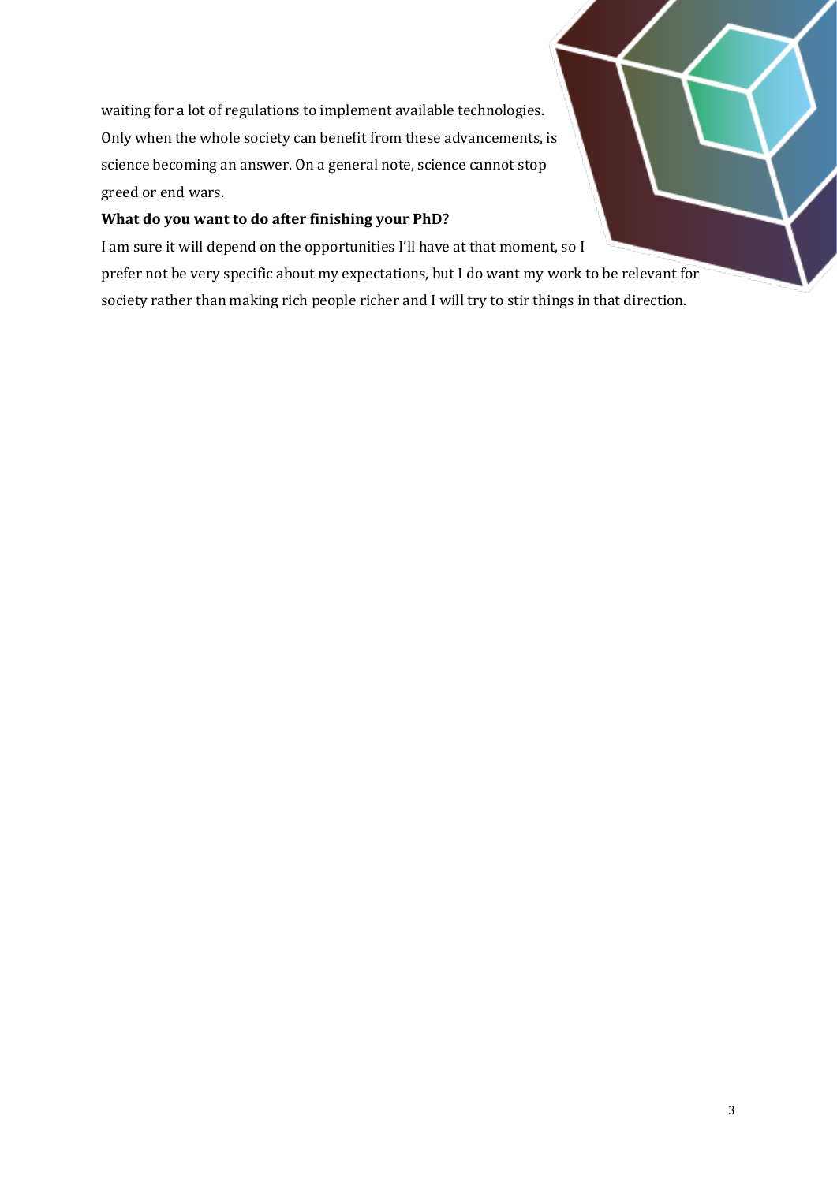waiting for a lot of regulations to implement available technologies. Only when the whole society can benefit from these advancements, is science becoming an answer. On a general note, science cannot stop greed or end wars.

**What do you want to do after finishing your PhD?**

I am sure it will depend on the opportunities I'll have at that moment, so I prefer not be very specific about my expectations, but I do want my work to be relevant for society rather than making rich people richer and I will try to stir things in that direction.